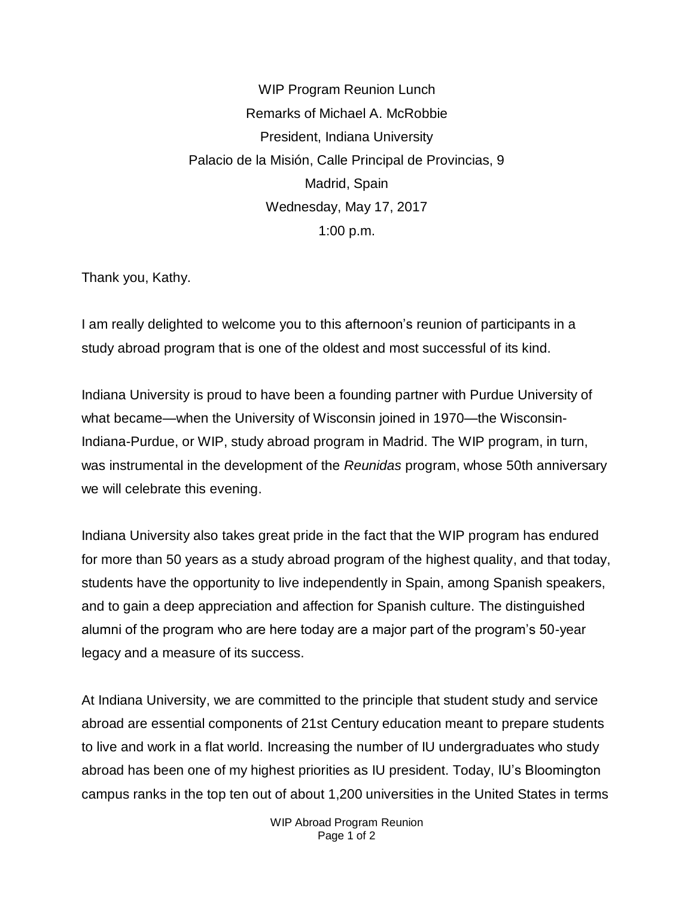WIP Program Reunion Lunch
Remarks of Michael A. McRobbie
President, Indiana University
Palacio de la Misión, Calle Principal de Provincias, 9
Madrid, Spain
Wednesday, May 17, 2017
1:00 p.m.

Thank you, Kathy.

I am really delighted to welcome you to this afternoon's reunion of participants in a study abroad program that is one of the oldest and most successful of its kind.

Indiana University is proud to have been a founding partner with Purdue University of what became—when the University of Wisconsin joined in 1970—the Wisconsin-Indiana-Purdue, or WIP, study abroad program in Madrid. The WIP program, in turn, was instrumental in the development of the *Reunidas* program, whose 50th anniversary we will celebrate this evening.

Indiana University also takes great pride in the fact that the WIP program has endured for more than 50 years as a study abroad program of the highest quality, and that today, students have the opportunity to live independently in Spain, among Spanish speakers, and to gain a deep appreciation and affection for Spanish culture. The distinguished alumni of the program who are here today are a major part of the program's 50-year legacy and a measure of its success.

At Indiana University, we are committed to the principle that student study and service abroad are essential components of 21st Century education meant to prepare students to live and work in a flat world. Increasing the number of IU undergraduates who study abroad has been one of my highest priorities as IU president. Today, IU's Bloomington campus ranks in the top ten out of about 1,200 universities in the United States in terms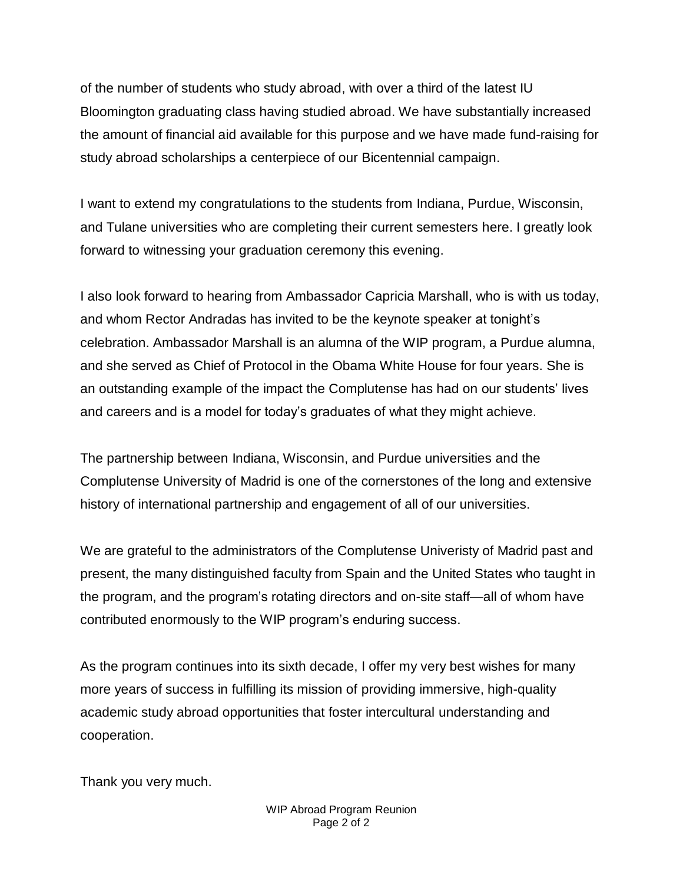of the number of students who study abroad, with over a third of the latest IU Bloomington graduating class having studied abroad. We have substantially increased the amount of financial aid available for this purpose and we have made fund-raising for study abroad scholarships a centerpiece of our Bicentennial campaign.

I want to extend my congratulations to the students from Indiana, Purdue, Wisconsin, and Tulane universities who are completing their current semesters here. I greatly look forward to witnessing your graduation ceremony this evening.

I also look forward to hearing from Ambassador Capricia Marshall, who is with us today, and whom Rector Andradas has invited to be the keynote speaker at tonight's celebration. Ambassador Marshall is an alumna of the WIP program, a Purdue alumna, and she served as Chief of Protocol in the Obama White House for four years. She is an outstanding example of the impact the Complutense has had on our students' lives and careers and is a model for today's graduates of what they might achieve.

The partnership between Indiana, Wisconsin, and Purdue universities and the Complutense University of Madrid is one of the cornerstones of the long and extensive history of international partnership and engagement of all of our universities.

We are grateful to the administrators of the Complutense Univeristy of Madrid past and present, the many distinguished faculty from Spain and the United States who taught in the program, and the program's rotating directors and on-site staff—all of whom have contributed enormously to the WIP program's enduring success.

As the program continues into its sixth decade, I offer my very best wishes for many more years of success in fulfilling its mission of providing immersive, high-quality academic study abroad opportunities that foster intercultural understanding and cooperation.

Thank you very much.